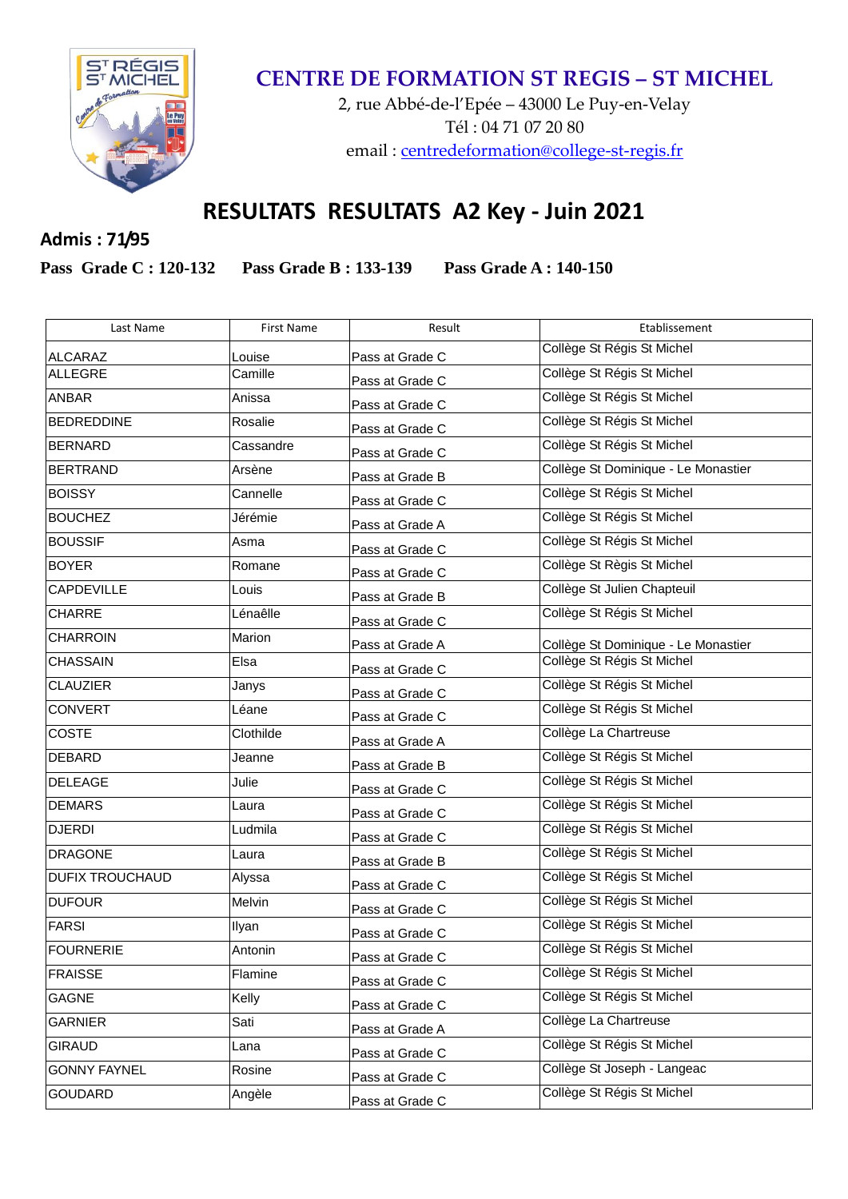# CENTRE DE FORMATION ST REGIS – ST MICHEL

2, rue Abbé-de-l'Epée – 43000 Le Puy-en-Velay
Tél : 04 71 07 20 80
email : centredeformation@college-st-regis.fr

## RESULTATS RESULTATS A2 Key - Juin 2021

**Admis : 71/95**

**Pass Grade C : 120-132 Pass Grade B : 133-139 Pass Grade A : 140-150**

| Last Name | First Name | Result | Etablissement |
|---|---|---|---|
| ALCARAZ | Louise | Pass at Grade C | Collège St Régis St Michel |
| ALLEGRE | Camille | Pass at Grade C | Collège St Régis St Michel |
| ANBAR | Anissa | Pass at Grade C | Collège St Régis St Michel |
| BEDREDDINE | Rosalie | Pass at Grade C | Collège St Régis St Michel |
| BERNARD | Cassandre | Pass at Grade C | Collège St Régis St Michel |
| BERTRAND | Arsène | Pass at Grade B | Collège St Dominique - Le Monastier |
| BOISSY | Cannelle | Pass at Grade C | Collège St Régis St Michel |
| BOUCHEZ | Jérémie | Pass at Grade A | Collège St Régis St Michel |
| BOUSSIF | Asma | Pass at Grade C | Collège St Régis St Michel |
| BOYER | Romane | Pass at Grade C | Collège St Règis St Michel |
| CAPDEVILLE | Louis | Pass at Grade B | Collège St Julien Chapteuil |
| CHARRE | Lénaêlle | Pass at Grade C | Collège St Régis St Michel |
| CHARROIN | Marion | Pass at Grade A | Collège St Dominique - Le Monastier |
| CHASSAIN | Elsa | Pass at Grade C | Collège St Régis St Michel |
| CLAUZIER | Janys | Pass at Grade C | Collège St Régis St Michel |
| CONVERT | Léane | Pass at Grade C | Collège St Régis St Michel |
| COSTE | Clothilde | Pass at Grade A | Collège La Chartreuse |
| DEBARD | Jeanne | Pass at Grade B | Collège St Régis St Michel |
| DELEAGE | Julie | Pass at Grade C | Collège St Régis St Michel |
| DEMARS | Laura | Pass at Grade C | Collège St Régis St Michel |
| DJERDI | Ludmila | Pass at Grade C | Collège St Régis St Michel |
| DRAGONE | Laura | Pass at Grade B | Collège St Régis St Michel |
| DUFIX TROUCHAUD | Alyssa | Pass at Grade C | Collège St Régis St Michel |
| DUFOUR | Melvin | Pass at Grade C | Collège St Régis St Michel |
| FARSI | Ilyan | Pass at Grade C | Collège St Régis St Michel |
| FOURNERIE | Antonin | Pass at Grade C | Collège St Régis St Michel |
| FRAISSE | Flamine | Pass at Grade C | Collège St Régis St Michel |
| GAGNE | Kelly | Pass at Grade C | Collège St Régis St Michel |
| GARNIER | Sati | Pass at Grade A | Collège La Chartreuse |
| GIRAUD | Lana | Pass at Grade C | Collège St Régis St Michel |
| GONNY FAYNEL | Rosine | Pass at Grade C | Collège St Joseph - Langeac |
| GOUDARD | Angèle | Pass at Grade C | Collège St Régis St Michel |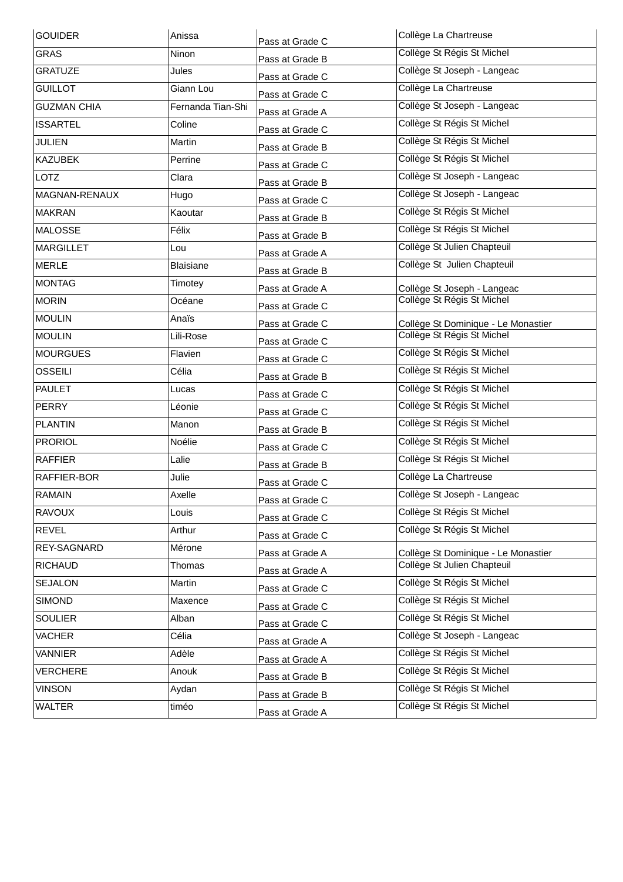| | | | |
|---|---|---|---|
| GOUIDER | Anissa | Pass at Grade C | Collège La Chartreuse |
| GRAS | Ninon | Pass at Grade B | Collège St Régis St Michel |
| GRATUZE | Jules | Pass at Grade C | Collège St Joseph - Langeac |
| GUILLOT | Giann Lou | Pass at Grade C | Collège La Chartreuse |
| GUZMAN CHIA | Fernanda Tian-Shi | Pass at Grade A | Collège St Joseph - Langeac |
| ISSARTEL | Coline | Pass at Grade C | Collège St Régis St Michel |
| JULIEN | Martin | Pass at Grade B | Collège St Régis St Michel |
| KAZUBEK | Perrine | Pass at Grade C | Collège St Régis St Michel |
| LOTZ | Clara | Pass at Grade B | Collège St Joseph - Langeac |
| MAGNAN-RENAUX | Hugo | Pass at Grade C | Collège St Joseph - Langeac |
| MAKRAN | Kaoutar | Pass at Grade B | Collège St Régis St Michel |
| MALOSSE | Félix | Pass at Grade B | Collège St Régis St Michel |
| MARGILLET | Lou | Pass at Grade A | Collège St Julien Chapteuil |
| MERLE | Blaisiane | Pass at Grade B | Collège St Julien Chapteuil |
| MONTAG | Timotey | Pass at Grade A | Collège St Joseph - Langeac |
| MORIN | Océane | Pass at Grade C | Collège St Régis St Michel |
| MOULIN | Anaïs | Pass at Grade C | Collège St Dominique - Le Monastier |
| MOULIN | Lili-Rose | Pass at Grade C | Collège St Régis St Michel |
| MOURGUES | Flavien | Pass at Grade C | Collège St Régis St Michel |
| OSSEILI | Célia | Pass at Grade B | Collège St Régis St Michel |
| PAULET | Lucas | Pass at Grade C | Collège St Régis St Michel |
| PERRY | Léonie | Pass at Grade C | Collège St Régis St Michel |
| PLANTIN | Manon | Pass at Grade B | Collège St Régis St Michel |
| PRORIOL | Noélie | Pass at Grade C | Collège St Régis St Michel |
| RAFFIER | Lalie | Pass at Grade B | Collège St Régis St Michel |
| RAFFIER-BOR | Julie | Pass at Grade C | Collège La Chartreuse |
| RAMAIN | Axelle | Pass at Grade C | Collège St Joseph - Langeac |
| RAVOUX | Louis | Pass at Grade C | Collège St Régis St Michel |
| REVEL | Arthur | Pass at Grade C | Collège St Régis St Michel |
| REY-SAGNARD | Mérone | Pass at Grade A | Collège St Dominique - Le Monastier |
| RICHAUD | Thomas | Pass at Grade A | Collège St Julien Chapteuil |
| SEJALON | Martin | Pass at Grade C | Collège St Régis St Michel |
| SIMOND | Maxence | Pass at Grade C | Collège St Régis St Michel |
| SOULIER | Alban | Pass at Grade C | Collège St Régis St Michel |
| VACHER | Célia | Pass at Grade A | Collège St Joseph - Langeac |
| VANNIER | Adèle | Pass at Grade A | Collège St Régis St Michel |
| VERCHERE | Anouk | Pass at Grade B | Collège St Régis St Michel |
| VINSON | Aydan | Pass at Grade B | Collège St Régis St Michel |
| WALTER | timéo | Pass at Grade A | Collège St Régis St Michel |